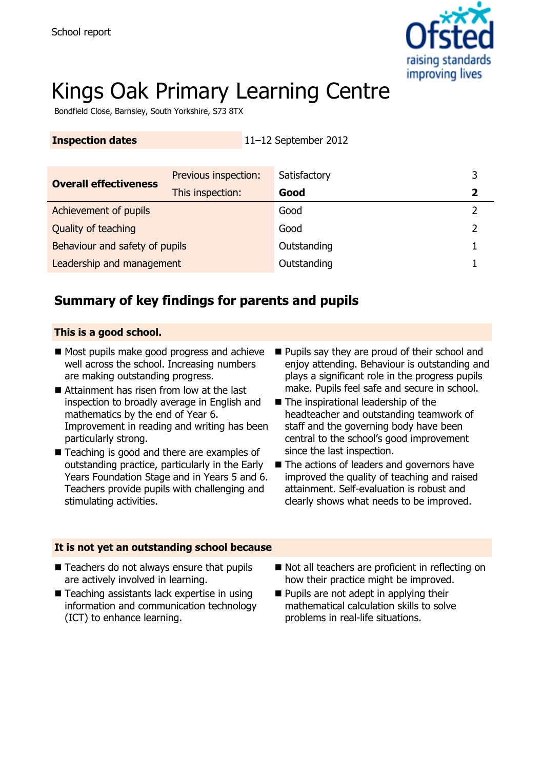School report

# Kings Oak Primary Learning Centre

Bondfield Close, Barnsley, South Yorkshire, S73 8TX

| Inspection dates | 11–12 September 2012 |
|---|---|

| Overall effectiveness | Previous inspection: | Satisfactory | 3 |
|---|---|---|---|
| | This inspection: | **Good** | **2** |
| Achievement of pupils | | Good | 2 |
| Quality of teaching | | Good | 2 |
| Behaviour and safety of pupils | | Outstanding | 1 |
| Leadership and management | | Outstanding | 1 |

## Summary of key findings for parents and pupils

**This is a good school.**

- Most pupils make good progress and achieve well across the school. Increasing numbers are making outstanding progress.
- Attainment has risen from low at the last inspection to broadly average in English and mathematics by the end of Year 6. Improvement in reading and writing has been particularly strong.
- Teaching is good and there are examples of outstanding practice, particularly in the Early Years Foundation Stage and in Years 5 and 6. Teachers provide pupils with challenging and stimulating activities.
- Pupils say they are proud of their school and enjoy attending. Behaviour is outstanding and plays a significant role in the progress pupils make. Pupils feel safe and secure in school.
- The inspirational leadership of the headteacher and outstanding teamwork of staff and the governing body have been central to the school's good improvement since the last inspection.
- The actions of leaders and governors have improved the quality of teaching and raised attainment. Self-evaluation is robust and clearly shows what needs to be improved.

**It is not yet an outstanding school because**

- Teachers do not always ensure that pupils are actively involved in learning.
- Teaching assistants lack expertise in using information and communication technology (ICT) to enhance learning.
- Not all teachers are proficient in reflecting on how their practice might be improved.
- Pupils are not adept in applying their mathematical calculation skills to solve problems in real-life situations.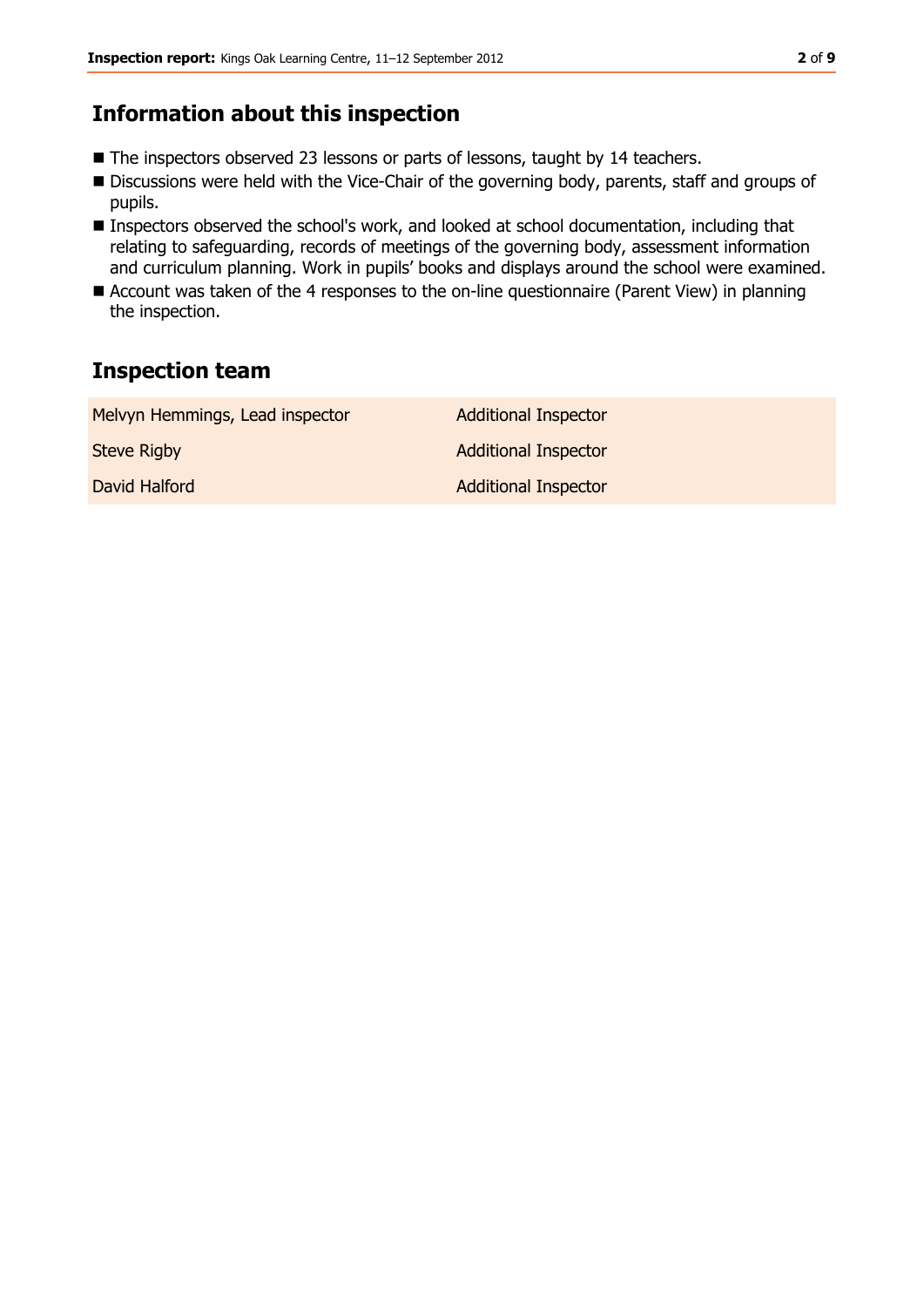## Information about this inspection

- The inspectors observed 23 lessons or parts of lessons, taught by 14 teachers.
- Discussions were held with the Vice-Chair of the governing body, parents, staff and groups of pupils.
- Inspectors observed the school's work, and looked at school documentation, including that relating to safeguarding, records of meetings of the governing body, assessment information and curriculum planning. Work in pupils' books and displays around the school were examined.
- Account was taken of the 4 responses to the on-line questionnaire (Parent View) in planning the inspection.

## Inspection team

| | |
|---|---|
| Melvyn Hemmings, Lead inspector | Additional Inspector |
| Steve Rigby | Additional Inspector |
| David Halford | Additional Inspector |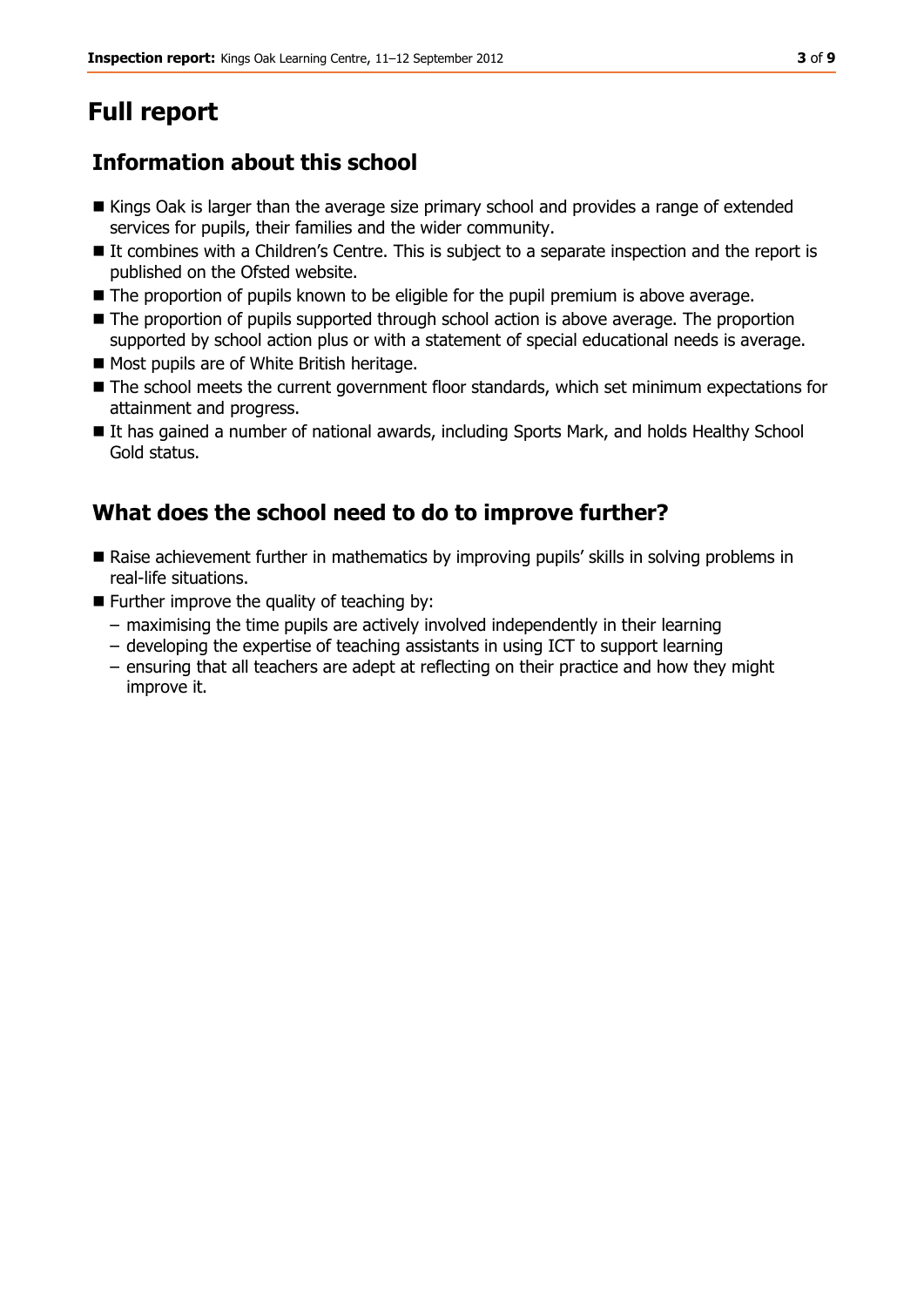# Full report

## Information about this school

- Kings Oak is larger than the average size primary school and provides a range of extended services for pupils, their families and the wider community.
- It combines with a Children's Centre. This is subject to a separate inspection and the report is published on the Ofsted website.
- The proportion of pupils known to be eligible for the pupil premium is above average.
- The proportion of pupils supported through school action is above average. The proportion supported by school action plus or with a statement of special educational needs is average.
- Most pupils are of White British heritage.
- The school meets the current government floor standards, which set minimum expectations for attainment and progress.
- It has gained a number of national awards, including Sports Mark, and holds Healthy School Gold status.

## What does the school need to do to improve further?

- Raise achievement further in mathematics by improving pupils' skills in solving problems in real-life situations.
- Further improve the quality of teaching by:
  - maximising the time pupils are actively involved independently in their learning
  - developing the expertise of teaching assistants in using ICT to support learning
  - ensuring that all teachers are adept at reflecting on their practice and how they might improve it.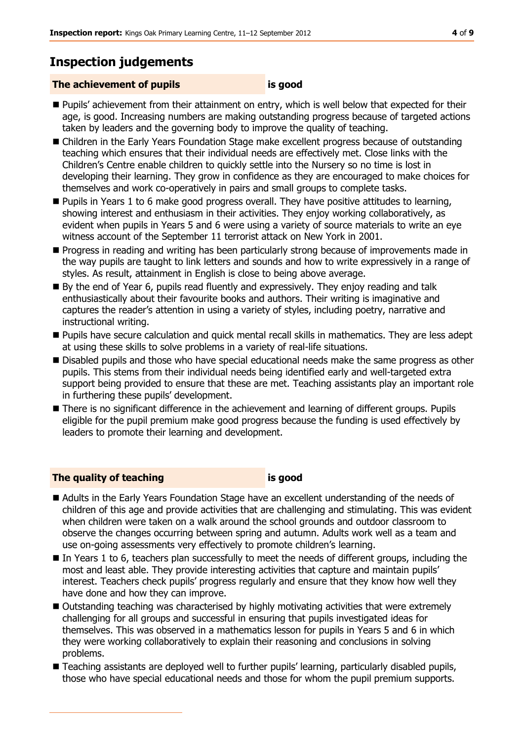## Inspection judgements

| **The achievement of pupils** | **is good** |
|---|---|

- Pupils' achievement from their attainment on entry, which is well below that expected for their age, is good. Increasing numbers are making outstanding progress because of targeted actions taken by leaders and the governing body to improve the quality of teaching.
- Children in the Early Years Foundation Stage make excellent progress because of outstanding teaching which ensures that their individual needs are effectively met. Close links with the Children's Centre enable children to quickly settle into the Nursery so no time is lost in developing their learning. They grow in confidence as they are encouraged to make choices for themselves and work co-operatively in pairs and small groups to complete tasks.
- Pupils in Years 1 to 6 make good progress overall. They have positive attitudes to learning, showing interest and enthusiasm in their activities. They enjoy working collaboratively, as evident when pupils in Years 5 and 6 were using a variety of source materials to write an eye witness account of the September 11 terrorist attack on New York in 2001.
- Progress in reading and writing has been particularly strong because of improvements made in the way pupils are taught to link letters and sounds and how to write expressively in a range of styles. As result, attainment in English is close to being above average.
- By the end of Year 6, pupils read fluently and expressively. They enjoy reading and talk enthusiastically about their favourite books and authors. Their writing is imaginative and captures the reader's attention in using a variety of styles, including poetry, narrative and instructional writing.
- Pupils have secure calculation and quick mental recall skills in mathematics. They are less adept at using these skills to solve problems in a variety of real-life situations.
- Disabled pupils and those who have special educational needs make the same progress as other pupils. This stems from their individual needs being identified early and well-targeted extra support being provided to ensure that these are met. Teaching assistants play an important role in furthering these pupils' development.
- There is no significant difference in the achievement and learning of different groups. Pupils eligible for the pupil premium make good progress because the funding is used effectively by leaders to promote their learning and development.

| **The quality of teaching** | **is good** |
|---|---|

- Adults in the Early Years Foundation Stage have an excellent understanding of the needs of children of this age and provide activities that are challenging and stimulating. This was evident when children were taken on a walk around the school grounds and outdoor classroom to observe the changes occurring between spring and autumn. Adults work well as a team and use on-going assessments very effectively to promote children's learning.
- In Years 1 to 6, teachers plan successfully to meet the needs of different groups, including the most and least able. They provide interesting activities that capture and maintain pupils' interest. Teachers check pupils' progress regularly and ensure that they know how well they have done and how they can improve.
- Outstanding teaching was characterised by highly motivating activities that were extremely challenging for all groups and successful in ensuring that pupils investigated ideas for themselves. This was observed in a mathematics lesson for pupils in Years 5 and 6 in which they were working collaboratively to explain their reasoning and conclusions in solving problems.
- Teaching assistants are deployed well to further pupils' learning, particularly disabled pupils, those who have special educational needs and those for whom the pupil premium supports.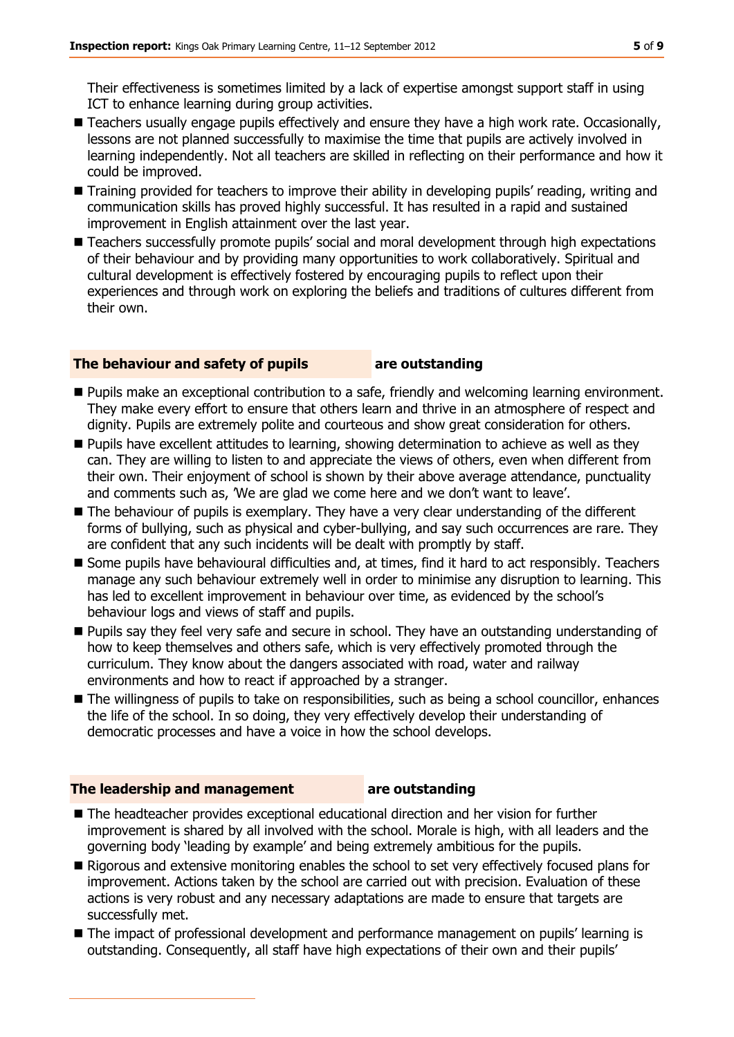Their effectiveness is sometimes limited by a lack of expertise amongst support staff in using ICT to enhance learning during group activities.

- Teachers usually engage pupils effectively and ensure they have a high work rate. Occasionally, lessons are not planned successfully to maximise the time that pupils are actively involved in learning independently. Not all teachers are skilled in reflecting on their performance and how it could be improved.
- Training provided for teachers to improve their ability in developing pupils' reading, writing and communication skills has proved highly successful. It has resulted in a rapid and sustained improvement in English attainment over the last year.
- Teachers successfully promote pupils' social and moral development through high expectations of their behaviour and by providing many opportunities to work collaboratively. Spiritual and cultural development is effectively fostered by encouraging pupils to reflect upon their experiences and through work on exploring the beliefs and traditions of cultures different from their own.

## The behaviour and safety of pupils are outstanding

- Pupils make an exceptional contribution to a safe, friendly and welcoming learning environment. They make every effort to ensure that others learn and thrive in an atmosphere of respect and dignity. Pupils are extremely polite and courteous and show great consideration for others.
- Pupils have excellent attitudes to learning, showing determination to achieve as well as they can. They are willing to listen to and appreciate the views of others, even when different from their own. Their enjoyment of school is shown by their above average attendance, punctuality and comments such as, 'We are glad we come here and we don't want to leave'.
- The behaviour of pupils is exemplary. They have a very clear understanding of the different forms of bullying, such as physical and cyber-bullying, and say such occurrences are rare. They are confident that any such incidents will be dealt with promptly by staff.
- Some pupils have behavioural difficulties and, at times, find it hard to act responsibly. Teachers manage any such behaviour extremely well in order to minimise any disruption to learning. This has led to excellent improvement in behaviour over time, as evidenced by the school's behaviour logs and views of staff and pupils.
- Pupils say they feel very safe and secure in school. They have an outstanding understanding of how to keep themselves and others safe, which is very effectively promoted through the curriculum. They know about the dangers associated with road, water and railway environments and how to react if approached by a stranger.
- The willingness of pupils to take on responsibilities, such as being a school councillor, enhances the life of the school. In so doing, they very effectively develop their understanding of democratic processes and have a voice in how the school develops.

## The leadership and management are outstanding

- The headteacher provides exceptional educational direction and her vision for further improvement is shared by all involved with the school. Morale is high, with all leaders and the governing body 'leading by example' and being extremely ambitious for the pupils.
- Rigorous and extensive monitoring enables the school to set very effectively focused plans for improvement. Actions taken by the school are carried out with precision. Evaluation of these actions is very robust and any necessary adaptations are made to ensure that targets are successfully met.
- The impact of professional development and performance management on pupils' learning is outstanding. Consequently, all staff have high expectations of their own and their pupils'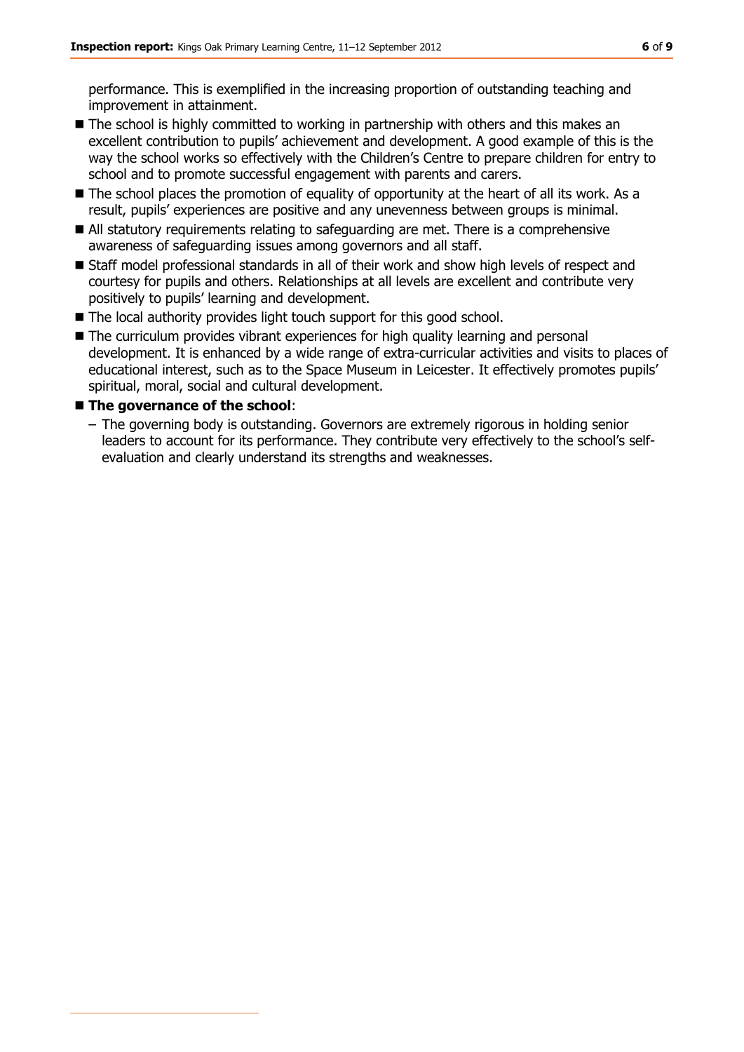performance. This is exemplified in the increasing proportion of outstanding teaching and improvement in attainment.

- The school is highly committed to working in partnership with others and this makes an excellent contribution to pupils' achievement and development. A good example of this is the way the school works so effectively with the Children's Centre to prepare children for entry to school and to promote successful engagement with parents and carers.
- The school places the promotion of equality of opportunity at the heart of all its work. As a result, pupils' experiences are positive and any unevenness between groups is minimal.
- All statutory requirements relating to safeguarding are met. There is a comprehensive awareness of safeguarding issues among governors and all staff.
- Staff model professional standards in all of their work and show high levels of respect and courtesy for pupils and others. Relationships at all levels are excellent and contribute very positively to pupils' learning and development.
- The local authority provides light touch support for this good school.
- The curriculum provides vibrant experiences for high quality learning and personal development. It is enhanced by a wide range of extra-curricular activities and visits to places of educational interest, such as to the Space Museum in Leicester. It effectively promotes pupils' spiritual, moral, social and cultural development.
- **The governance of the school**:
  - The governing body is outstanding. Governors are extremely rigorous in holding senior leaders to account for its performance. They contribute very effectively to the school's self-evaluation and clearly understand its strengths and weaknesses.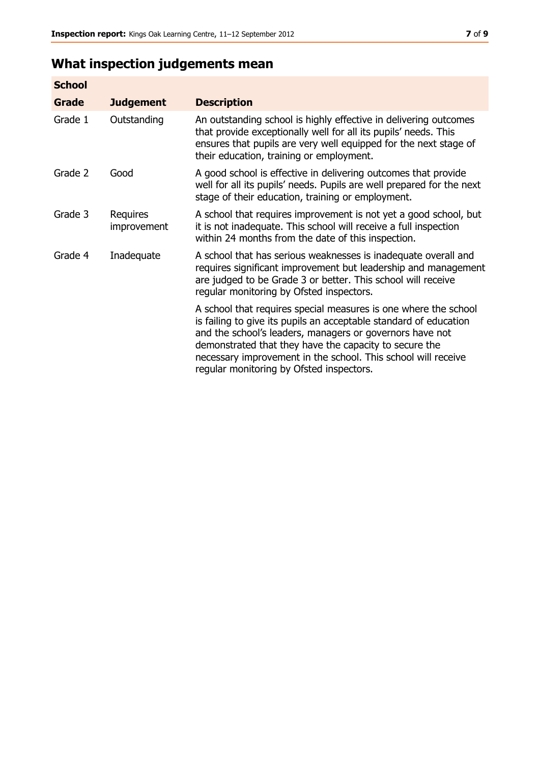# What inspection judgements mean

| School | | |
|---|---|---|
| **Grade** | **Judgement** | **Description** |
| Grade 1 | Outstanding | An outstanding school is highly effective in delivering outcomes that provide exceptionally well for all its pupils' needs. This ensures that pupils are very well equipped for the next stage of their education, training or employment. |
| Grade 2 | Good | A good school is effective in delivering outcomes that provide well for all its pupils' needs. Pupils are well prepared for the next stage of their education, training or employment. |
| Grade 3 | Requires improvement | A school that requires improvement is not yet a good school, but it is not inadequate. This school will receive a full inspection within 24 months from the date of this inspection. |
| Grade 4 | Inadequate | A school that has serious weaknesses is inadequate overall and requires significant improvement but leadership and management are judged to be Grade 3 or better. This school will receive regular monitoring by Ofsted inspectors. |
| | | A school that requires special measures is one where the school is failing to give its pupils an acceptable standard of education and the school's leaders, managers or governors have not demonstrated that they have the capacity to secure the necessary improvement in the school. This school will receive regular monitoring by Ofsted inspectors. |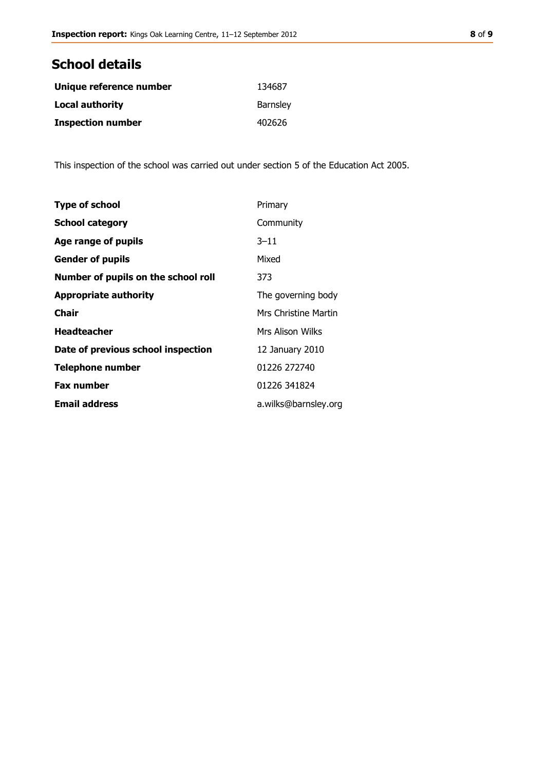## School details

| | |
|---|---|
| **Unique reference number** | 134687 |
| **Local authority** | Barnsley |
| **Inspection number** | 402626 |

This inspection of the school was carried out under section 5 of the Education Act 2005.

| | |
|---|---|
| **Type of school** | Primary |
| **School category** | Community |
| **Age range of pupils** | 3–11 |
| **Gender of pupils** | Mixed |
| **Number of pupils on the school roll** | 373 |
| **Appropriate authority** | The governing body |
| **Chair** | Mrs Christine Martin |
| **Headteacher** | Mrs Alison Wilks |
| **Date of previous school inspection** | 12 January 2010 |
| **Telephone number** | 01226 272740 |
| **Fax number** | 01226 341824 |
| **Email address** | a.wilks@barnsley.org |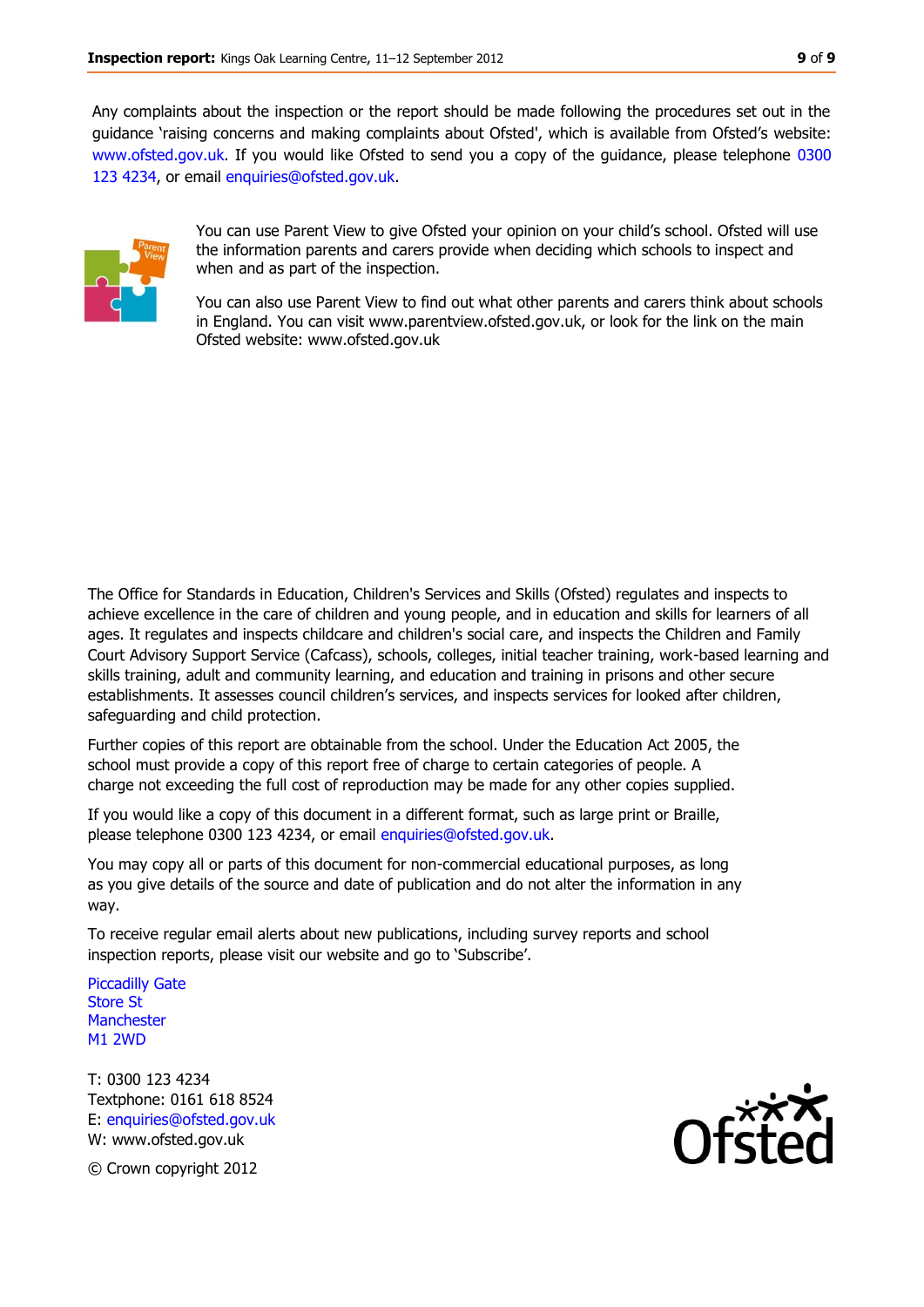Any complaints about the inspection or the report should be made following the procedures set out in the guidance 'raising concerns and making complaints about Ofsted', which is available from Ofsted's website: www.ofsted.gov.uk. If you would like Ofsted to send you a copy of the guidance, please telephone 0300 123 4234, or email enquiries@ofsted.gov.uk.

You can use Parent View to give Ofsted your opinion on your child's school. Ofsted will use the information parents and carers provide when deciding which schools to inspect and when and as part of the inspection.

You can also use Parent View to find out what other parents and carers think about schools in England. You can visit www.parentview.ofsted.gov.uk, or look for the link on the main Ofsted website: www.ofsted.gov.uk

The Office for Standards in Education, Children's Services and Skills (Ofsted) regulates and inspects to achieve excellence in the care of children and young people, and in education and skills for learners of all ages. It regulates and inspects childcare and children's social care, and inspects the Children and Family Court Advisory Support Service (Cafcass), schools, colleges, initial teacher training, work-based learning and skills training, adult and community learning, and education and training in prisons and other secure establishments. It assesses council children's services, and inspects services for looked after children, safeguarding and child protection.

Further copies of this report are obtainable from the school. Under the Education Act 2005, the school must provide a copy of this report free of charge to certain categories of people. A charge not exceeding the full cost of reproduction may be made for any other copies supplied.

If you would like a copy of this document in a different format, such as large print or Braille, please telephone 0300 123 4234, or email enquiries@ofsted.gov.uk.

You may copy all or parts of this document for non-commercial educational purposes, as long as you give details of the source and date of publication and do not alter the information in any way.

To receive regular email alerts about new publications, including survey reports and school inspection reports, please visit our website and go to 'Subscribe'.

Piccadilly Gate
Store St
Manchester
M1 2WD

T: 0300 123 4234
Textphone: 0161 618 8524
E: enquiries@ofsted.gov.uk
W: www.ofsted.gov.uk

© Crown copyright 2012